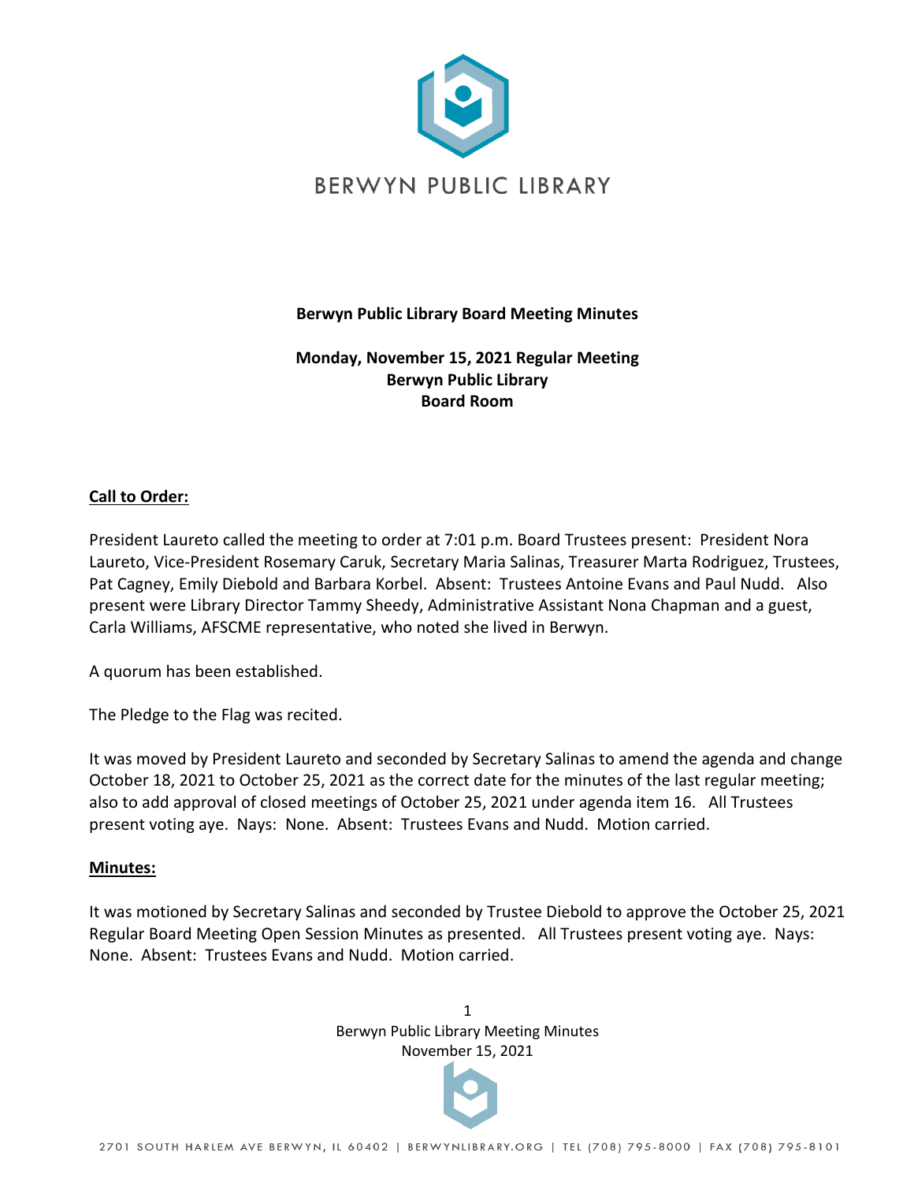BERWYN PUBLIC LIBRARY

**Berwyn Public Library Board Meeting Minutes**

**Monday, November 15, 2021 Regular Meeting**
**Berwyn Public Library**
**Board Room**

**Call to Order:**

President Laureto called the meeting to order at 7:01 p.m. Board Trustees present: President Nora Laureto, Vice-President Rosemary Caruk, Secretary Maria Salinas, Treasurer Marta Rodriguez, Trustees, Pat Cagney, Emily Diebold and Barbara Korbel. Absent: Trustees Antoine Evans and Paul Nudd. Also present were Library Director Tammy Sheedy, Administrative Assistant Nona Chapman and a guest, Carla Williams, AFSCME representative, who noted she lived in Berwyn.

A quorum has been established.

The Pledge to the Flag was recited.

It was moved by President Laureto and seconded by Secretary Salinas to amend the agenda and change October 18, 2021 to October 25, 2021 as the correct date for the minutes of the last regular meeting; also to add approval of closed meetings of October 25, 2021 under agenda item 16. All Trustees present voting aye. Nays: None. Absent: Trustees Evans and Nudd. Motion carried.

**Minutes:**

It was motioned by Secretary Salinas and seconded by Trustee Diebold to approve the October 25, 2021 Regular Board Meeting Open Session Minutes as presented. All Trustees present voting aye. Nays: None. Absent: Trustees Evans and Nudd. Motion carried.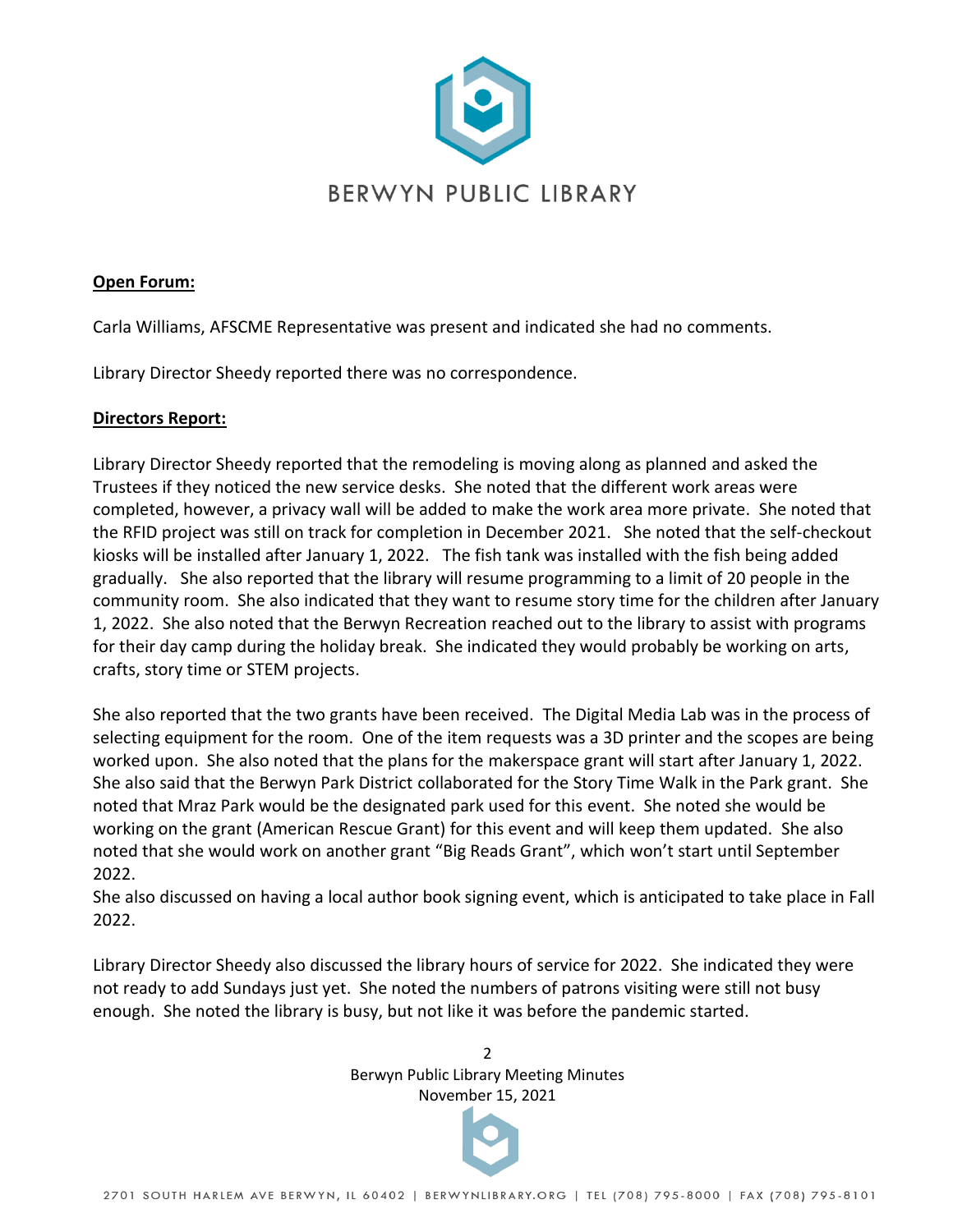**Open Forum:**

Carla Williams, AFSCME Representative was present and indicated she had no comments.

Library Director Sheedy reported there was no correspondence.

**Directors Report:**

Library Director Sheedy reported that the remodeling is moving along as planned and asked the Trustees if they noticed the new service desks. She noted that the different work areas were completed, however, a privacy wall will be added to make the work area more private. She noted that the RFID project was still on track for completion in December 2021. She noted that the self-checkout kiosks will be installed after January 1, 2022. The fish tank was installed with the fish being added gradually. She also reported that the library will resume programming to a limit of 20 people in the community room. She also indicated that they want to resume story time for the children after January 1, 2022. She also noted that the Berwyn Recreation reached out to the library to assist with programs for their day camp during the holiday break. She indicated they would probably be working on arts, crafts, story time or STEM projects.

She also reported that the two grants have been received. The Digital Media Lab was in the process of selecting equipment for the room. One of the item requests was a 3D printer and the scopes are being worked upon. She also noted that the plans for the makerspace grant will start after January 1, 2022. She also said that the Berwyn Park District collaborated for the Story Time Walk in the Park grant. She noted that Mraz Park would be the designated park used for this event. She noted she would be working on the grant (American Rescue Grant) for this event and will keep them updated. She also noted that she would work on another grant "Big Reads Grant", which won't start until September 2022.
She also discussed on having a local author book signing event, which is anticipated to take place in Fall 2022.

Library Director Sheedy also discussed the library hours of service for 2022. She indicated they were not ready to add Sundays just yet. She noted the numbers of patrons visiting were still not busy enough. She noted the library is busy, but not like it was before the pandemic started.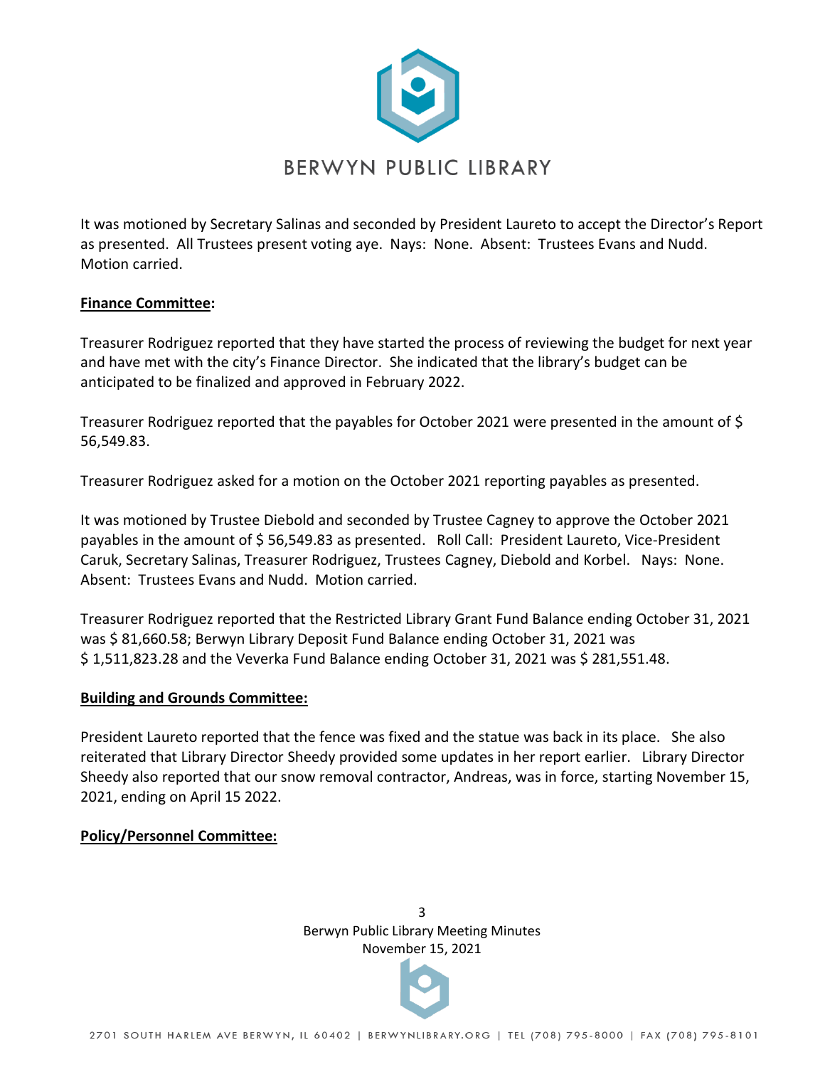It was motioned by Secretary Salinas and seconded by President Laureto to accept the Director's Report as presented. All Trustees present voting aye. Nays: None. Absent: Trustees Evans and Nudd. Motion carried.

**Finance Committee:**

Treasurer Rodriguez reported that they have started the process of reviewing the budget for next year and have met with the city's Finance Director. She indicated that the library's budget can be anticipated to be finalized and approved in February 2022.

Treasurer Rodriguez reported that the payables for October 2021 were presented in the amount of $ 56,549.83.

Treasurer Rodriguez asked for a motion on the October 2021 reporting payables as presented.

It was motioned by Trustee Diebold and seconded by Trustee Cagney to approve the October 2021 payables in the amount of $ 56,549.83 as presented. Roll Call: President Laureto, Vice-President Caruk, Secretary Salinas, Treasurer Rodriguez, Trustees Cagney, Diebold and Korbel. Nays: None. Absent: Trustees Evans and Nudd. Motion carried.

Treasurer Rodriguez reported that the Restricted Library Grant Fund Balance ending October 31, 2021 was $ 81,660.58; Berwyn Library Deposit Fund Balance ending October 31, 2021 was $ 1,511,823.28 and the Veverka Fund Balance ending October 31, 2021 was $ 281,551.48.

**Building and Grounds Committee:**

President Laureto reported that the fence was fixed and the statue was back in its place. She also reiterated that Library Director Sheedy provided some updates in her report earlier. Library Director Sheedy also reported that our snow removal contractor, Andreas, was in force, starting November 15, 2021, ending on April 15 2022.

**Policy/Personnel Committee:**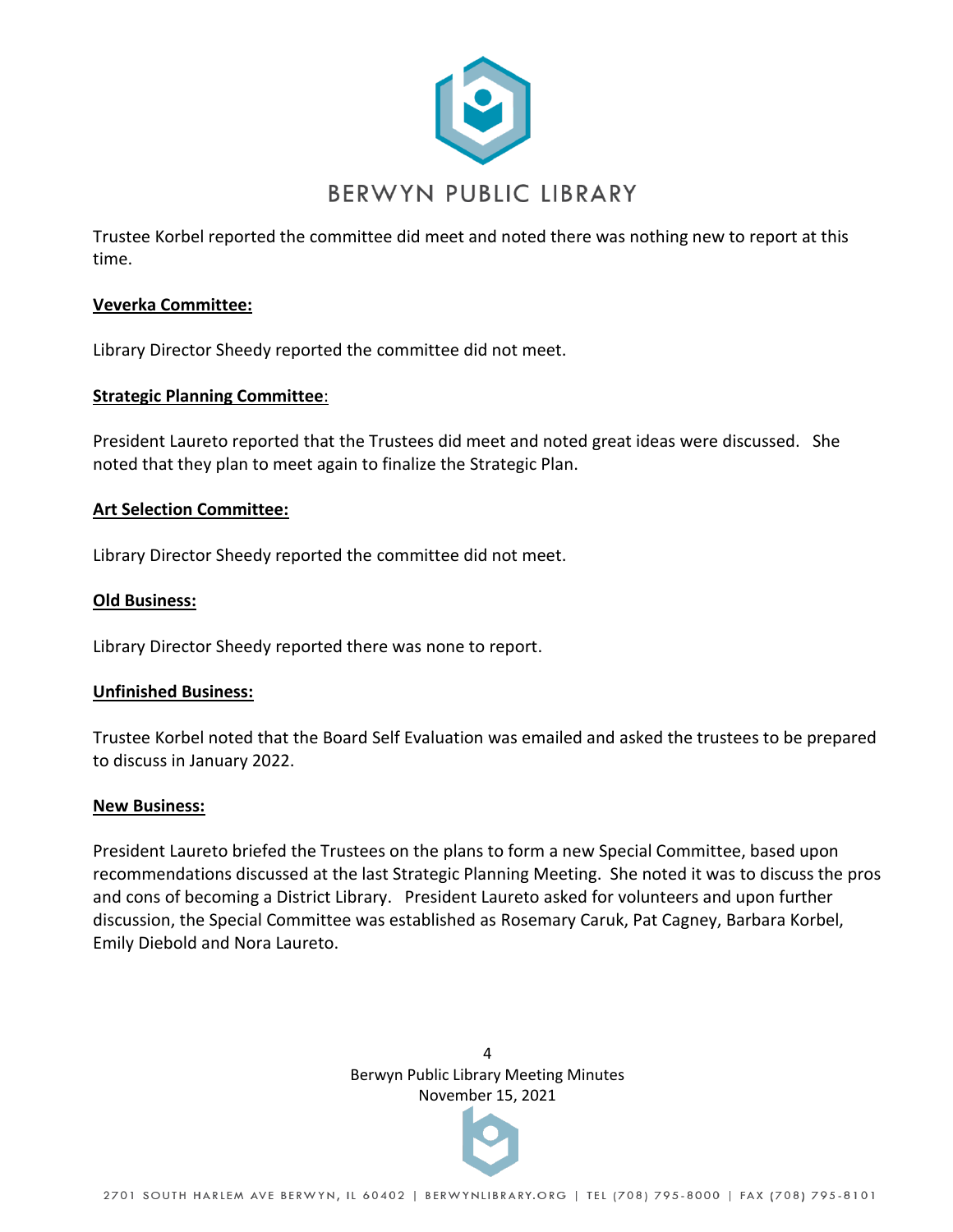Trustee Korbel reported the committee did meet and noted there was nothing new to report at this time.

**Veverka Committee:**

Library Director Sheedy reported the committee did not meet.

**Strategic Planning Committee**:

President Laureto reported that the Trustees did meet and noted great ideas were discussed. She noted that they plan to meet again to finalize the Strategic Plan.

**Art Selection Committee:**

Library Director Sheedy reported the committee did not meet.

**Old Business:**

Library Director Sheedy reported there was none to report.

**Unfinished Business:**

Trustee Korbel noted that the Board Self Evaluation was emailed and asked the trustees to be prepared to discuss in January 2022.

**New Business:**

President Laureto briefed the Trustees on the plans to form a new Special Committee, based upon recommendations discussed at the last Strategic Planning Meeting. She noted it was to discuss the pros and cons of becoming a District Library. President Laureto asked for volunteers and upon further discussion, the Special Committee was established as Rosemary Caruk, Pat Cagney, Barbara Korbel, Emily Diebold and Nora Laureto.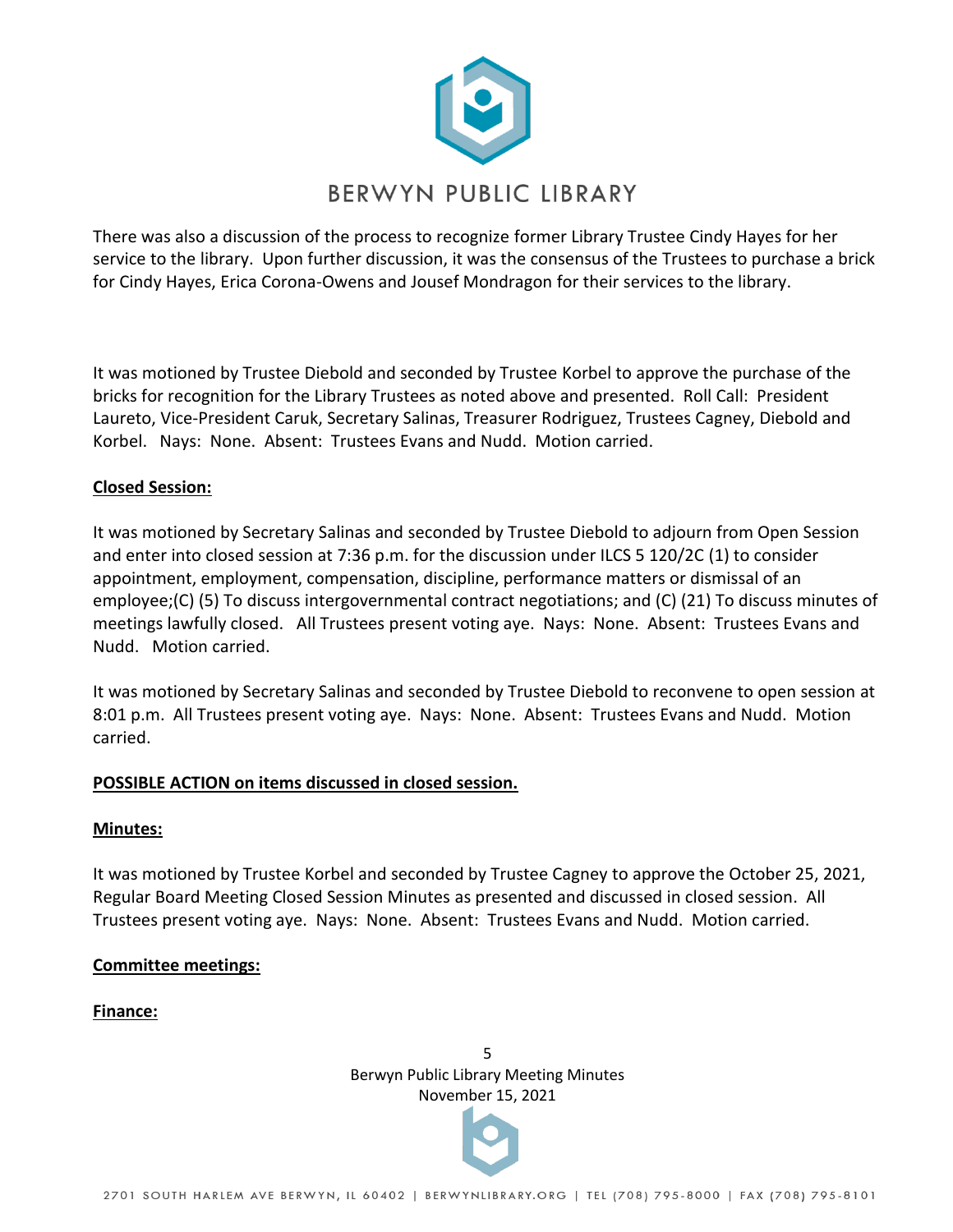There was also a discussion of the process to recognize former Library Trustee Cindy Hayes for her service to the library. Upon further discussion, it was the consensus of the Trustees to purchase a brick for Cindy Hayes, Erica Corona-Owens and Jousef Mondragon for their services to the library.

It was motioned by Trustee Diebold and seconded by Trustee Korbel to approve the purchase of the bricks for recognition for the Library Trustees as noted above and presented. Roll Call: President Laureto, Vice-President Caruk, Secretary Salinas, Treasurer Rodriguez, Trustees Cagney, Diebold and Korbel. Nays: None. Absent: Trustees Evans and Nudd. Motion carried.

**Closed Session:**

It was motioned by Secretary Salinas and seconded by Trustee Diebold to adjourn from Open Session and enter into closed session at 7:36 p.m. for the discussion under ILCS 5 120/2C (1) to consider appointment, employment, compensation, discipline, performance matters or dismissal of an employee;(C) (5) To discuss intergovernmental contract negotiations; and (C) (21) To discuss minutes of meetings lawfully closed. All Trustees present voting aye. Nays: None. Absent: Trustees Evans and Nudd. Motion carried.

It was motioned by Secretary Salinas and seconded by Trustee Diebold to reconvene to open session at 8:01 p.m. All Trustees present voting aye. Nays: None. Absent: Trustees Evans and Nudd. Motion carried.

**POSSIBLE ACTION on items discussed in closed session.**

**Minutes:**

It was motioned by Trustee Korbel and seconded by Trustee Cagney to approve the October 25, 2021, Regular Board Meeting Closed Session Minutes as presented and discussed in closed session. All Trustees present voting aye. Nays: None. Absent: Trustees Evans and Nudd. Motion carried.

**Committee meetings:**

**Finance:**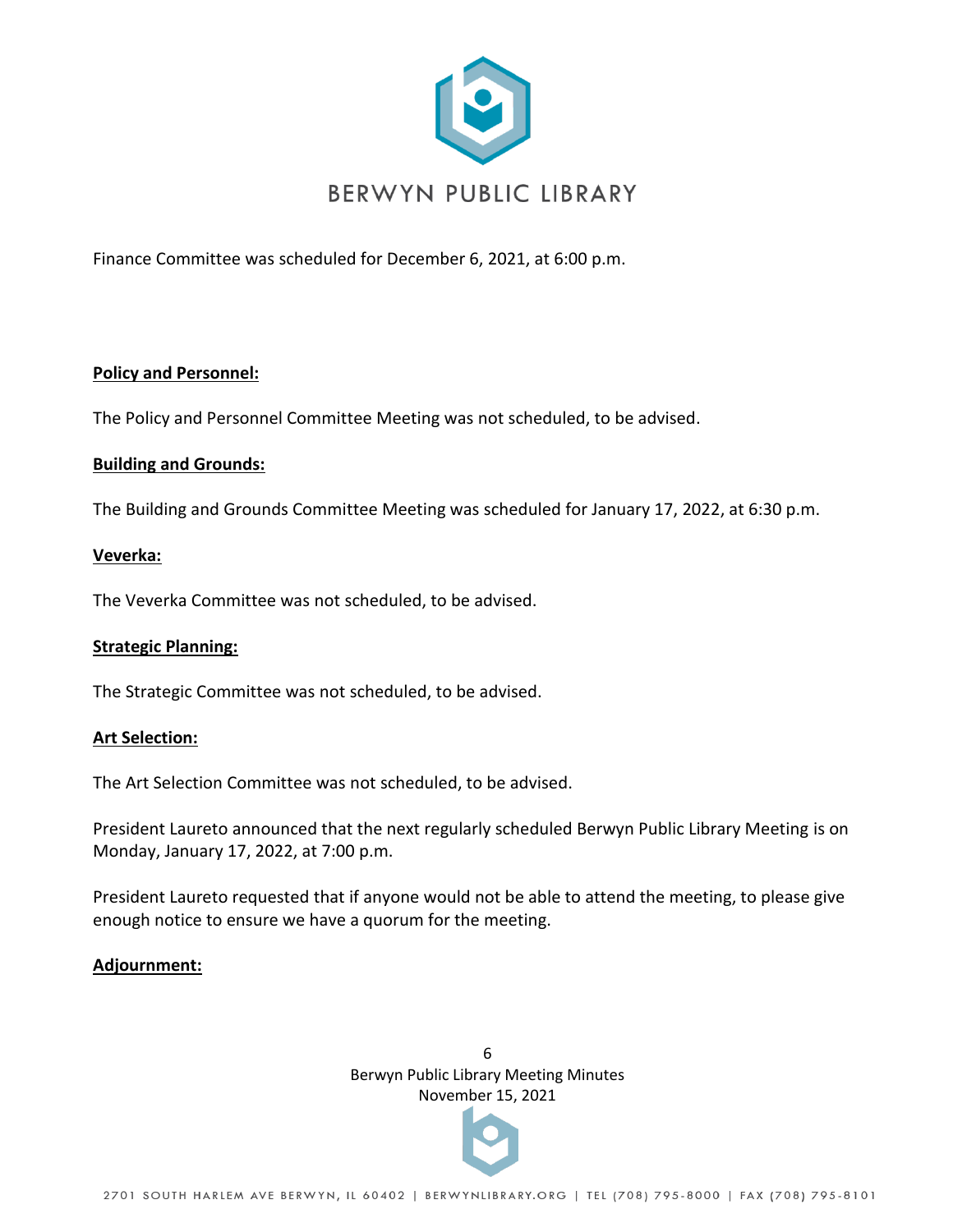Finance Committee was scheduled for December 6, 2021, at 6:00 p.m.

**Policy and Personnel:**

The Policy and Personnel Committee Meeting was not scheduled, to be advised.

**Building and Grounds:**

The Building and Grounds Committee Meeting was scheduled for January 17, 2022, at 6:30 p.m.

**Veverka:**

The Veverka Committee was not scheduled, to be advised.

**Strategic Planning:**

The Strategic Committee was not scheduled, to be advised.

**Art Selection:**

The Art Selection Committee was not scheduled, to be advised.

President Laureto announced that the next regularly scheduled Berwyn Public Library Meeting is on Monday, January 17, 2022, at 7:00 p.m.

President Laureto requested that if anyone would not be able to attend the meeting, to please give enough notice to ensure we have a quorum for the meeting.

**Adjournment:**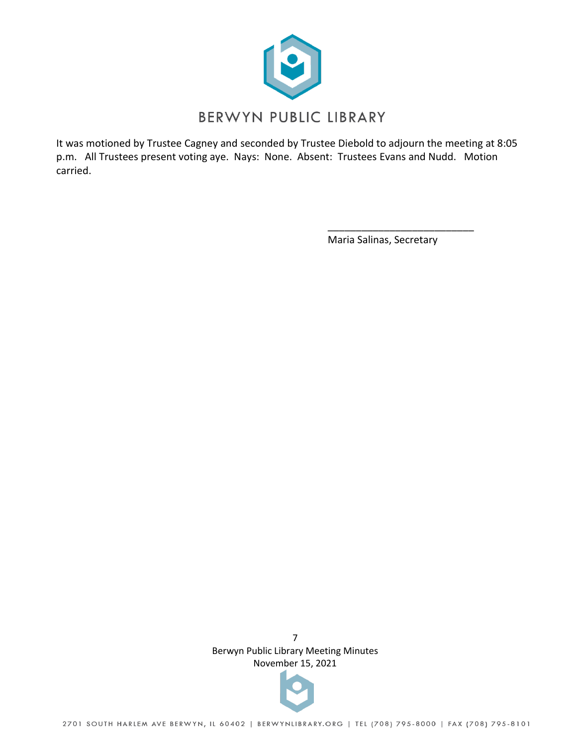It was motioned by Trustee Cagney and seconded by Trustee Diebold to adjourn the meeting at 8:05 p.m. All Trustees present voting aye. Nays: None. Absent: Trustees Evans and Nudd. Motion carried.

\_\_\_\_\_\_\_\_\_\_\_\_\_\_\_\_\_\_\_\_\_\_\_\_\_\_

Maria Salinas, Secretary